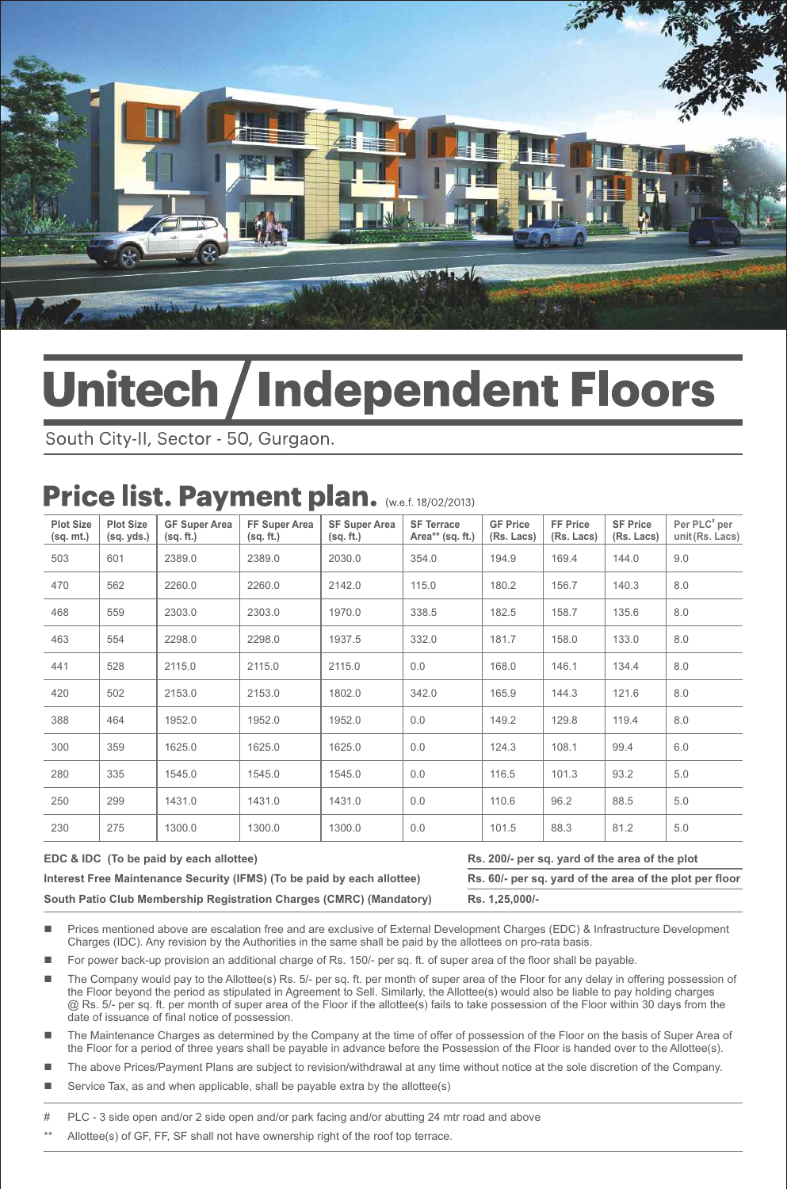# Unitech / Independent Floors

South City-II, Sector - 50, Gurgaon.

## Price list. Payment plan. (w.e.f. 18/02/2013)

| Plot Size (sq. mt.) | Plot Size (sq. yds.) | GF Super Area (sq. ft.) | FF Super Area (sq. ft.) | SF Super Area (sq. ft.) | SF Terrace Area** (sq. ft.) | GF Price (Rs. Lacs) | FF Price (Rs. Lacs) | SF Price (Rs. Lacs) | Per PLC# per unit (Rs. Lacs) |
|---|---|---|---|---|---|---|---|---|---|
| 503 | 601 | 2389.0 | 2389.0 | 2030.0 | 354.0 | 194.9 | 169.4 | 144.0 | 9.0 |
| 470 | 562 | 2260.0 | 2260.0 | 2142.0 | 115.0 | 180.2 | 156.7 | 140.3 | 8.0 |
| 468 | 559 | 2303.0 | 2303.0 | 1970.0 | 338.5 | 182.5 | 158.7 | 135.6 | 8.0 |
| 463 | 554 | 2298.0 | 2298.0 | 1937.5 | 332.0 | 181.7 | 158.0 | 133.0 | 8.0 |
| 441 | 528 | 2115.0 | 2115.0 | 2115.0 | 0.0 | 168.0 | 146.1 | 134.4 | 8.0 |
| 420 | 502 | 2153.0 | 2153.0 | 1802.0 | 342.0 | 165.9 | 144.3 | 121.6 | 8.0 |
| 388 | 464 | 1952.0 | 1952.0 | 1952.0 | 0.0 | 149.2 | 129.8 | 119.4 | 8.0 |
| 300 | 359 | 1625.0 | 1625.0 | 1625.0 | 0.0 | 124.3 | 108.1 | 99.4 | 6.0 |
| 280 | 335 | 1545.0 | 1545.0 | 1545.0 | 0.0 | 116.5 | 101.3 | 93.2 | 5.0 |
| 250 | 299 | 1431.0 | 1431.0 | 1431.0 | 0.0 | 110.6 | 96.2 | 88.5 | 5.0 |
| 230 | 275 | 1300.0 | 1300.0 | 1300.0 | 0.0 | 101.5 | 88.3 | 81.2 | 5.0 |

| | |
|---|---|
| **EDC & IDC (To be paid by each allottee)** | **Rs. 200/- per sq. yard of the area of the plot** |
| **Interest Free Maintenance Security (IFMS) (To be paid by each allottee)** | **Rs. 60/- per sq. yard of the area of the plot per floor** |
| **South Patio Club Membership Registration Charges (CMRC) (Mandatory)** | **Rs. 1,25,000/-** |

- Prices mentioned above are escalation free and are exclusive of External Development Charges (EDC) & Infrastructure Development Charges (IDC). Any revision by the Authorities in the same shall be paid by the allottees on pro-rata basis.
- For power back-up provision an additional charge of Rs. 150/- per sq. ft. of super area of the floor shall be payable.
- The Company would pay to the Allottee(s) Rs. 5/- per sq. ft. per month of super area of the Floor for any delay in offering possession of the Floor beyond the period as stipulated in Agreement to Sell. Similarly, the Allottee(s) would also be liable to pay holding charges @ Rs. 5/- per sq. ft. per month of super area of the Floor if the allottee(s) fails to take possession of the Floor within 30 days from the date of issuance of final notice of possession.
- The Maintenance Charges as determined by the Company at the time of offer of possession of the Floor on the basis of Super Area of the Floor for a period of three years shall be payable in advance before the Possession of the Floor is handed over to the Allottee(s).
- The above Prices/Payment Plans are subject to revision/withdrawal at any time without notice at the sole discretion of the Company.
- Service Tax, as and when applicable, shall be payable extra by the allottee(s)

\# PLC - 3 side open and/or 2 side open and/or park facing and/or abutting 24 mtr road and above

\*\* Allottee(s) of GF, FF, SF shall not have ownership right of the roof top terrace.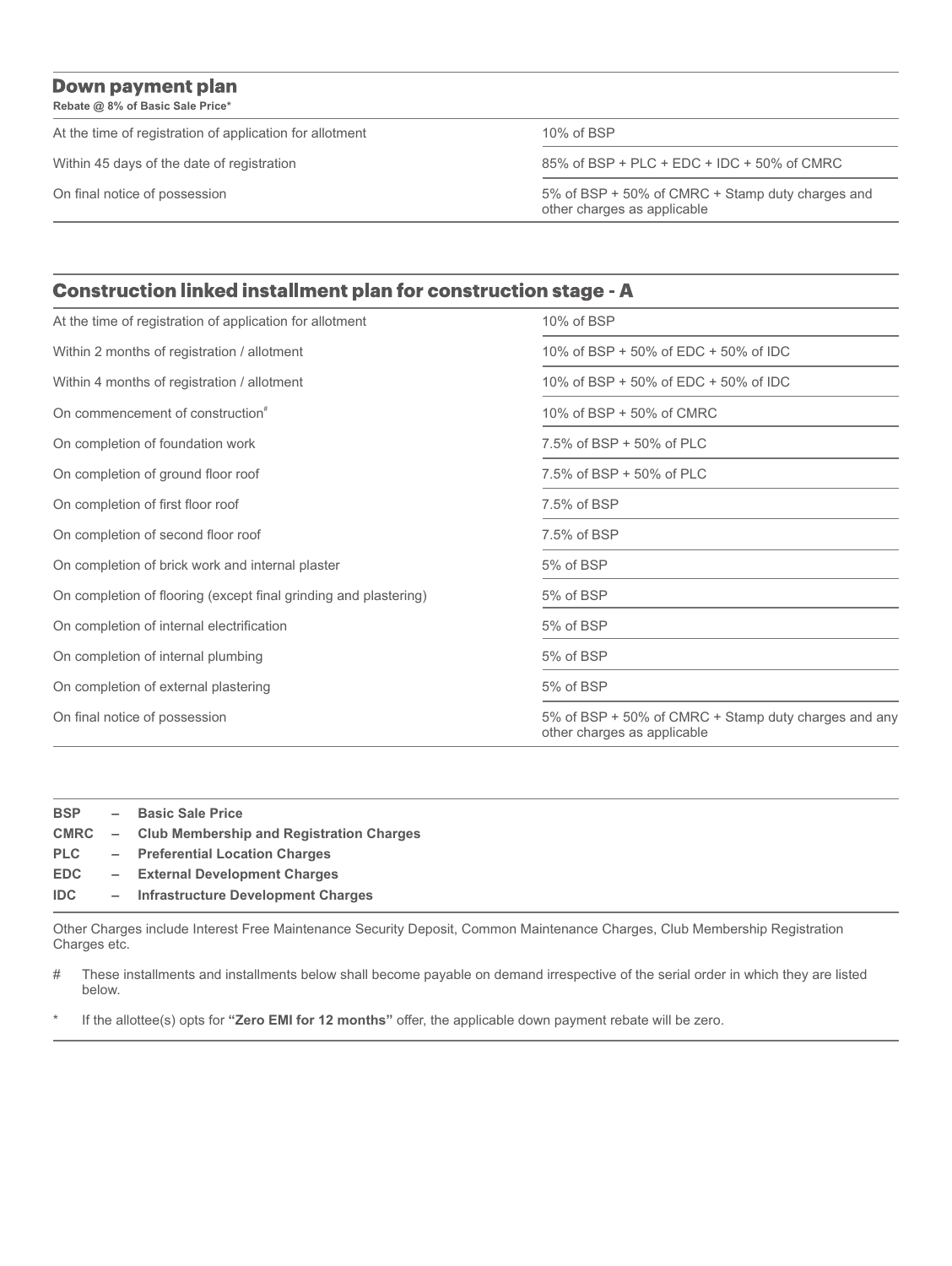## Down payment plan

**Rebate @ 8% of Basic Sale Price***

| | |
|---|---|
| At the time of registration of application for allotment | 10% of BSP |
| Within 45 days of the date of registration | 85% of BSP + PLC + EDC + IDC + 50% of CMRC |
| On final notice of possession | 5% of BSP + 50% of CMRC + Stamp duty charges and other charges as applicable |

## Construction linked installment plan for construction stage - A

| | |
|---|---|
| At the time of registration of application for allotment | 10% of BSP |
| Within 2 months of registration / allotment | 10% of BSP + 50% of EDC + 50% of IDC |
| Within 4 months of registration / allotment | 10% of BSP + 50% of EDC + 50% of IDC |
| On commencement of construction# | 10% of BSP + 50% of CMRC |
| On completion of foundation work | 7.5% of BSP + 50% of PLC |
| On completion of ground floor roof | 7.5% of BSP + 50% of PLC |
| On completion of first floor roof | 7.5% of BSP |
| On completion of second floor roof | 7.5% of BSP |
| On completion of brick work and internal plaster | 5% of BSP |
| On completion of flooring (except final grinding and plastering) | 5% of BSP |
| On completion of internal electrification | 5% of BSP |
| On completion of internal plumbing | 5% of BSP |
| On completion of external plastering | 5% of BSP |
| On final notice of possession | 5% of BSP + 50% of CMRC + Stamp duty charges and any other charges as applicable |

**BSP** – **Basic Sale Price**
**CMRC** – **Club Membership and Registration Charges**
**PLC** – **Preferential Location Charges**
**EDC** – **External Development Charges**
**IDC** – **Infrastructure Development Charges**

Other Charges include Interest Free Maintenance Security Deposit, Common Maintenance Charges, Club Membership Registration Charges etc.

# These installments and installments below shall become payable on demand irrespective of the serial order in which they are listed below.

* If the allottee(s) opts for **"Zero EMI for 12 months"** offer, the applicable down payment rebate will be zero.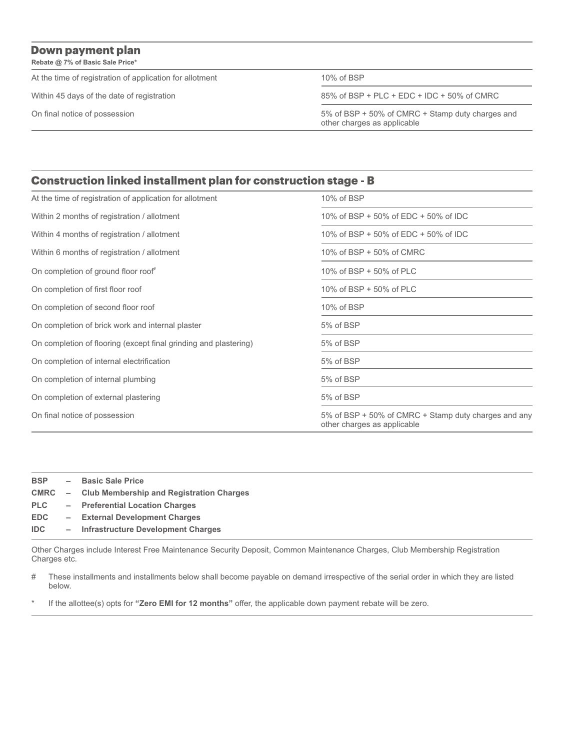## Down payment plan

**Rebate @ 7% of Basic Sale Price***

| | |
|---|---|
| At the time of registration of application for allotment | 10% of BSP |
| Within 45 days of the date of registration | 85% of BSP + PLC + EDC + IDC + 50% of CMRC |
| On final notice of possession | 5% of BSP + 50% of CMRC + Stamp duty charges and other charges as applicable |

## Construction linked installment plan for construction stage - B

| | |
|---|---|
| At the time of registration of application for allotment | 10% of BSP |
| Within 2 months of registration / allotment | 10% of BSP + 50% of EDC + 50% of IDC |
| Within 4 months of registration / allotment | 10% of BSP + 50% of EDC + 50% of IDC |
| Within 6 months of registration / allotment | 10% of BSP + 50% of CMRC |
| On completion of ground floor roof# | 10% of BSP + 50% of PLC |
| On completion of first floor roof | 10% of BSP + 50% of PLC |
| On completion of second floor roof | 10% of BSP |
| On completion of brick work and internal plaster | 5% of BSP |
| On completion of flooring (except final grinding and plastering) | 5% of BSP |
| On completion of internal electrification | 5% of BSP |
| On completion of internal plumbing | 5% of BSP |
| On completion of external plastering | 5% of BSP |
| On final notice of possession | 5% of BSP + 50% of CMRC + Stamp duty charges and any other charges as applicable |

**BSP – Basic Sale Price**
**CMRC – Club Membership and Registration Charges**
**PLC – Preferential Location Charges**
**EDC – External Development Charges**
**IDC – Infrastructure Development Charges**

Other Charges include Interest Free Maintenance Security Deposit, Common Maintenance Charges, Club Membership Registration Charges etc.

# These installments and installments below shall become payable on demand irrespective of the serial order in which they are listed below.

* If the allottee(s) opts for **"Zero EMI for 12 months"** offer, the applicable down payment rebate will be zero.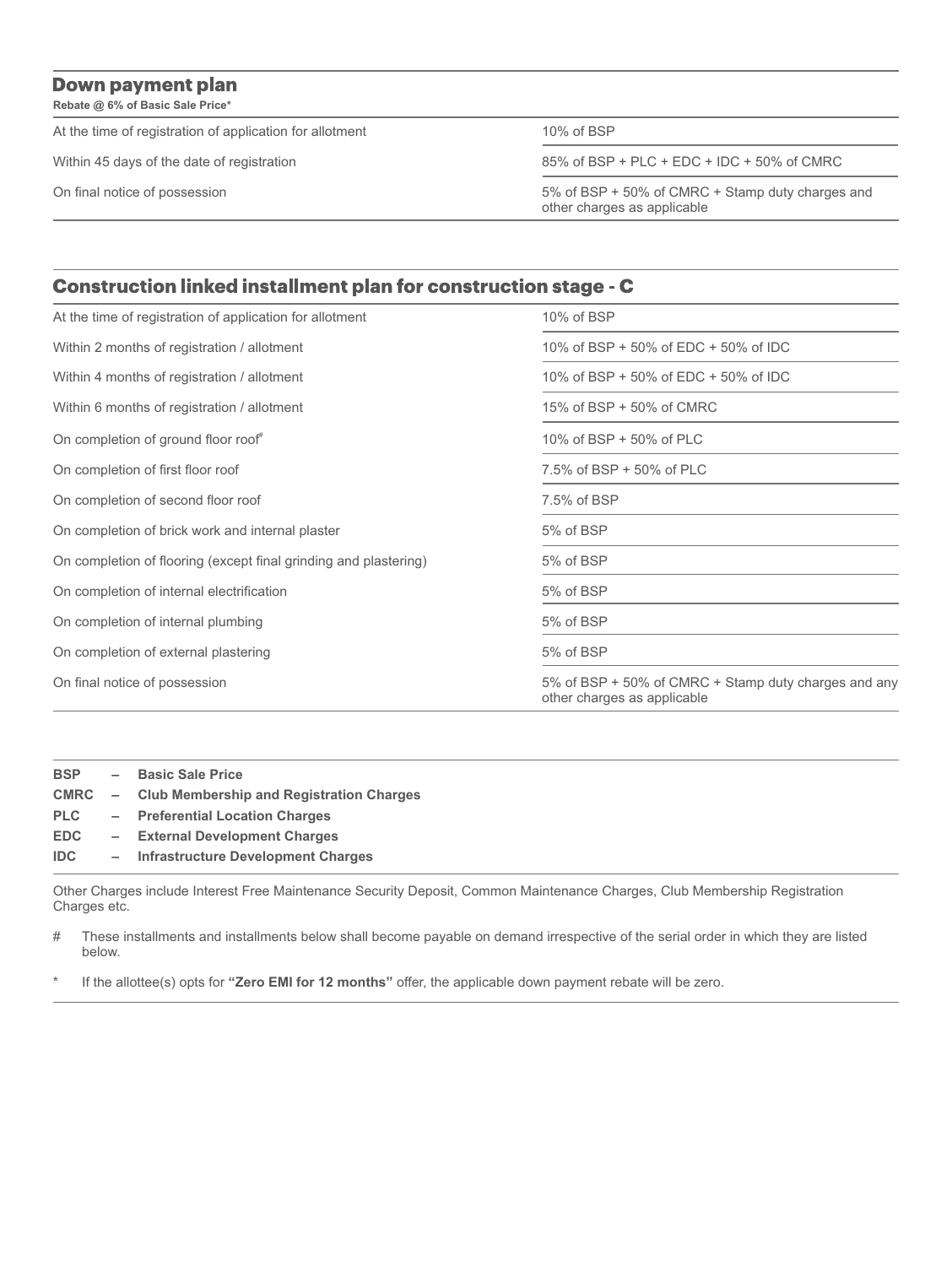## Down payment plan

**Rebate @ 6% of Basic Sale Price***

| | |
|---|---|
| At the time of registration of application for allotment | 10% of BSP |
| Within 45 days of the date of registration | 85% of BSP + PLC + EDC + IDC + 50% of CMRC |
| On final notice of possession | 5% of BSP + 50% of CMRC + Stamp duty charges and other charges as applicable |

## Construction linked installment plan for construction stage - C

| | |
|---|---|
| At the time of registration of application for allotment | 10% of BSP |
| Within 2 months of registration / allotment | 10% of BSP + 50% of EDC + 50% of IDC |
| Within 4 months of registration / allotment | 10% of BSP + 50% of EDC + 50% of IDC |
| Within 6 months of registration / allotment | 15% of BSP + 50% of CMRC |
| On completion of ground floor roof# | 10% of BSP + 50% of PLC |
| On completion of first floor roof | 7.5% of BSP + 50% of PLC |
| On completion of second floor roof | 7.5% of BSP |
| On completion of brick work and internal plaster | 5% of BSP |
| On completion of flooring (except final grinding and plastering) | 5% of BSP |
| On completion of internal electrification | 5% of BSP |
| On completion of internal plumbing | 5% of BSP |
| On completion of external plastering | 5% of BSP |
| On final notice of possession | 5% of BSP + 50% of CMRC + Stamp duty charges and any other charges as applicable |

**BSP – Basic Sale Price**
**CMRC – Club Membership and Registration Charges**
**PLC – Preferential Location Charges**
**EDC – External Development Charges**
**IDC – Infrastructure Development Charges**

Other Charges include Interest Free Maintenance Security Deposit, Common Maintenance Charges, Club Membership Registration Charges etc.

# These installments and installments below shall become payable on demand irrespective of the serial order in which they are listed below.

* If the allottee(s) opts for **"Zero EMI for 12 months"** offer, the applicable down payment rebate will be zero.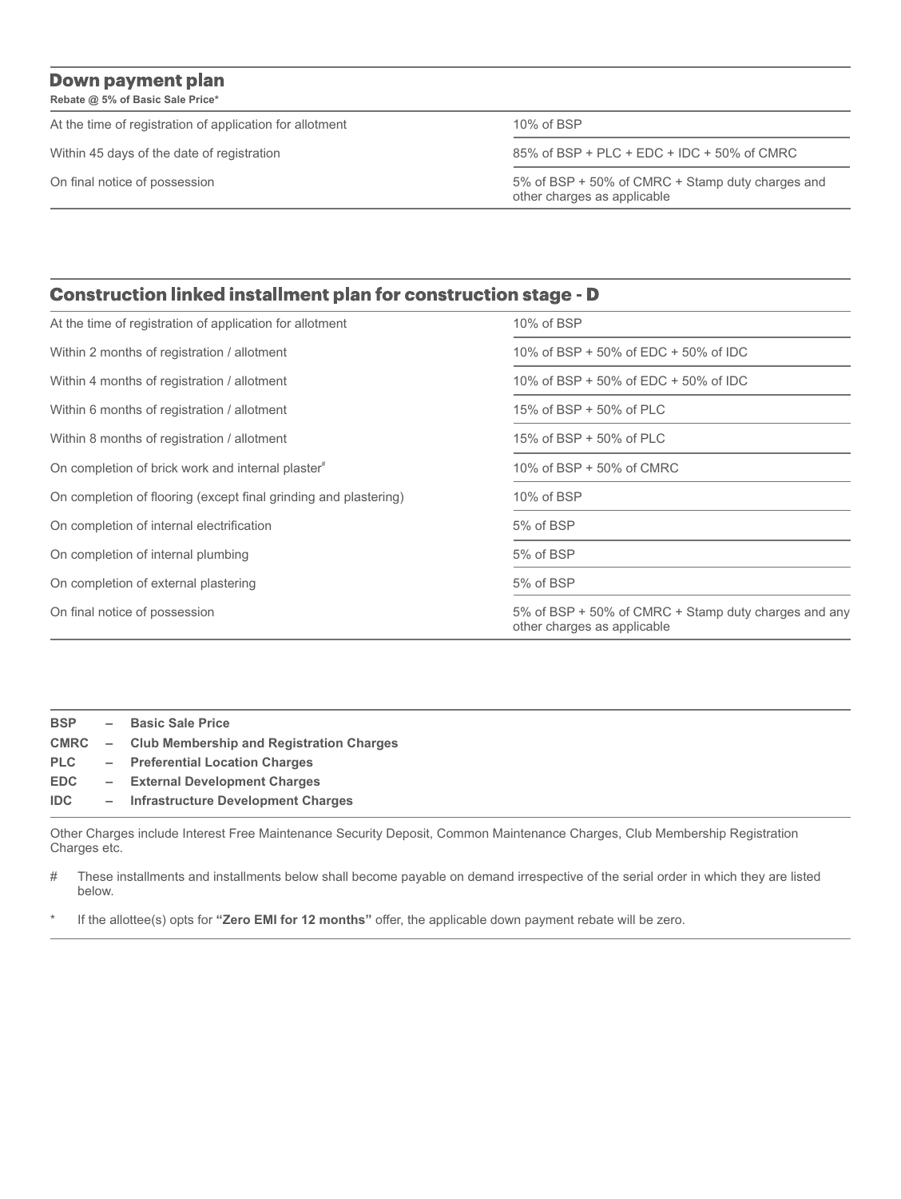## Down payment plan

**Rebate @ 5% of Basic Sale Price***

| | |
|---|---|
| At the time of registration of application for allotment | 10% of BSP |
| Within 45 days of the date of registration | 85% of BSP + PLC + EDC + IDC + 50% of CMRC |
| On final notice of possession | 5% of BSP + 50% of CMRC + Stamp duty charges and other charges as applicable |

## Construction linked installment plan for construction stage - D

| | |
|---|---|
| At the time of registration of application for allotment | 10% of BSP |
| Within 2 months of registration / allotment | 10% of BSP + 50% of EDC + 50% of IDC |
| Within 4 months of registration / allotment | 10% of BSP + 50% of EDC + 50% of IDC |
| Within 6 months of registration / allotment | 15% of BSP + 50% of PLC |
| Within 8 months of registration / allotment | 15% of BSP + 50% of PLC |
| On completion of brick work and internal plaster# | 10% of BSP + 50% of CMRC |
| On completion of flooring (except final grinding and plastering) | 10% of BSP |
| On completion of internal electrification | 5% of BSP |
| On completion of internal plumbing | 5% of BSP |
| On completion of external plastering | 5% of BSP |
| On final notice of possession | 5% of BSP + 50% of CMRC + Stamp duty charges and any other charges as applicable |

**BSP – Basic Sale Price**
**CMRC – Club Membership and Registration Charges**
**PLC – Preferential Location Charges**
**EDC – External Development Charges**
**IDC – Infrastructure Development Charges**

Other Charges include Interest Free Maintenance Security Deposit, Common Maintenance Charges, Club Membership Registration Charges etc.

# These installments and installments below shall become payable on demand irrespective of the serial order in which they are listed below.

* If the allottee(s) opts for **"Zero EMI for 12 months"** offer, the applicable down payment rebate will be zero.